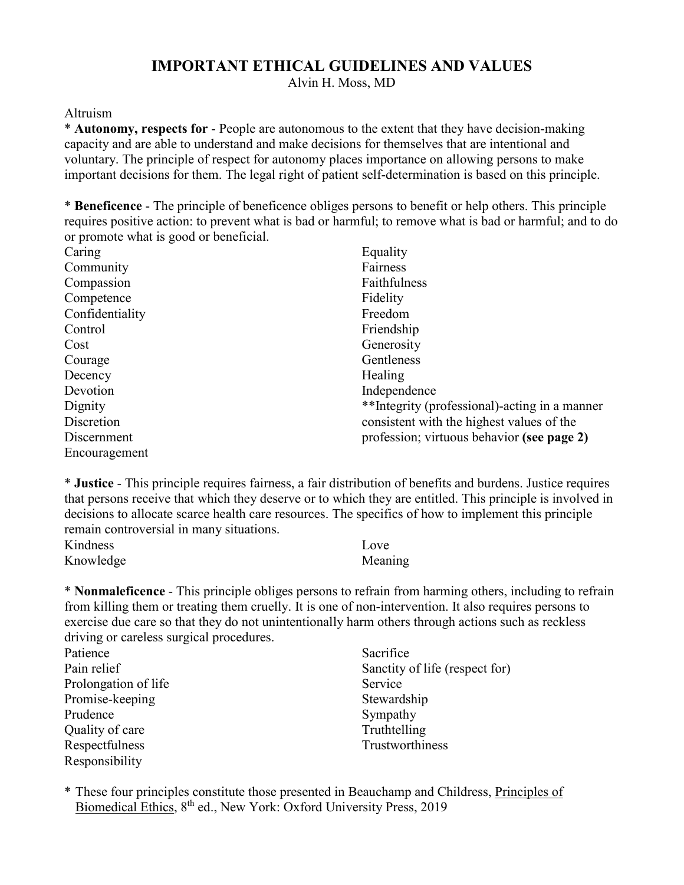# IMPORTANT ETHICAL GUIDELINES AND VALUES

Alvin H. Moss, MD

Altruism

* **Autonomy, respects for** - People are autonomous to the extent that they have decision-making capacity and are able to understand and make decisions for themselves that are intentional and voluntary. The principle of respect for autonomy places importance on allowing persons to make important decisions for them. The legal right of patient self-determination is based on this principle.

* **Beneficence** - The principle of beneficence obliges persons to benefit or help others. This principle requires positive action: to prevent what is bad or harmful; to remove what is bad or harmful; and to do or promote what is good or beneficial.

Caring
Community
Compassion
Competence
Confidentiality
Control
Cost
Courage
Decency
Devotion
Dignity
Discretion
Discernment
Encouragement
Equality
Fairness
Faithfulness
Fidelity
Freedom
Friendship
Generosity
Gentleness
Healing
Independence
**Integrity (professional)-acting in a manner consistent with the highest values of the profession; virtuous behavior **(see page 2)**

* **Justice** - This principle requires fairness, a fair distribution of benefits and burdens. Justice requires that persons receive that which they deserve or to which they are entitled. This principle is involved in decisions to allocate scarce health care resources. The specifics of how to implement this principle remain controversial in many situations.

Kindness
Knowledge
Love
Meaning

* **Nonmaleficence** - This principle obliges persons to refrain from harming others, including to refrain from killing them or treating them cruelly. It is one of non-intervention. It also requires persons to exercise due care so that they do not unintentionally harm others through actions such as reckless driving or careless surgical procedures.

Patience
Pain relief
Prolongation of life
Promise-keeping
Prudence
Quality of care
Respectfulness
Responsibility
Sacrifice
Sanctity of life (respect for)
Service
Stewardship
Sympathy
Truthtelling
Trustworthiness

* These four principles constitute those presented in Beauchamp and Childress, Principles of Biomedical Ethics, 8th ed., New York: Oxford University Press, 2019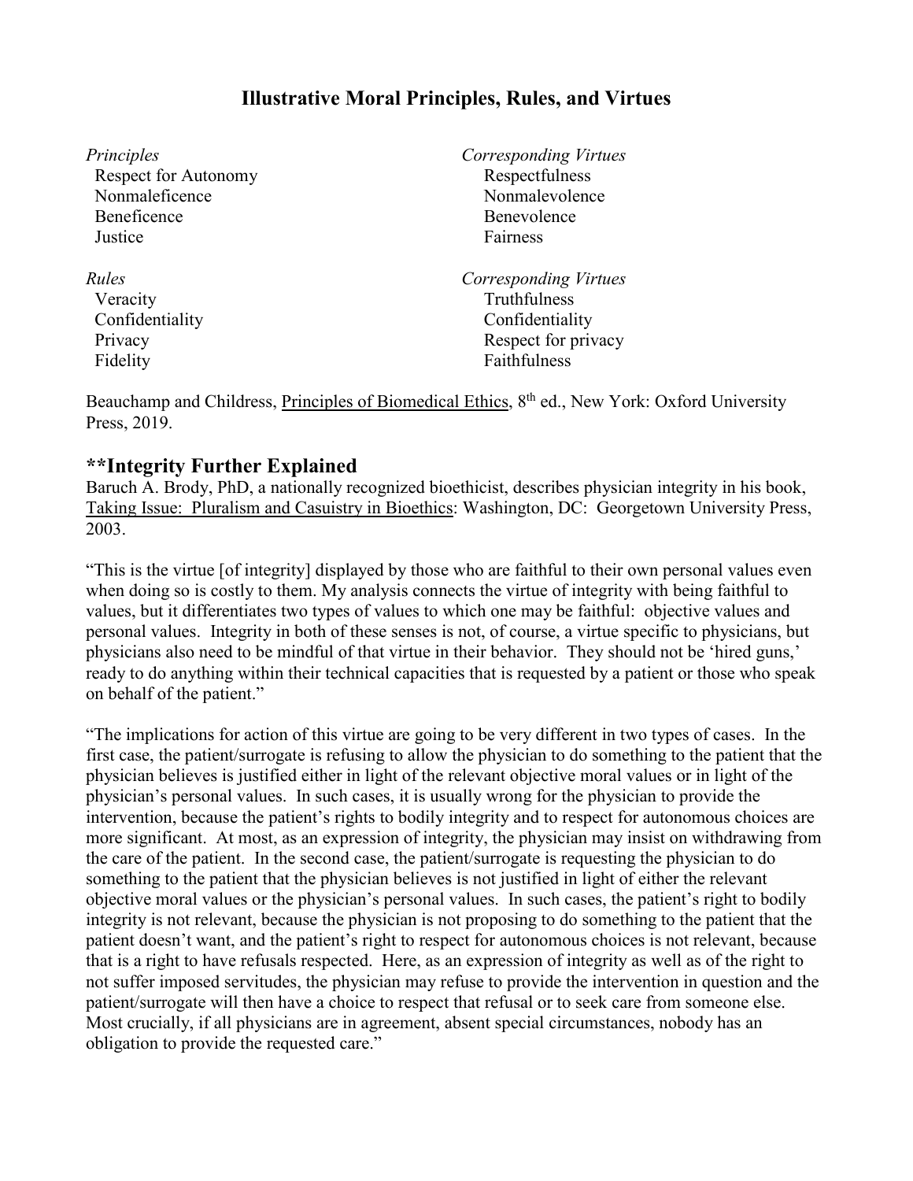## Illustrative Moral Principles, Rules, and Virtues

| *Principles* | *Corresponding Virtues* |
| --- | --- |
| Respect for Autonomy | Respectfulness |
| Nonmaleficence | Nonmalevolence |
| Beneficence | Benevolence |
| Justice | Fairness |

| *Rules* | *Corresponding Virtues* |
| --- | --- |
| Veracity | Truthfulness |
| Confidentiality | Confidentiality |
| Privacy | Respect for privacy |
| Fidelity | Faithfulness |

Beauchamp and Childress, Principles of Biomedical Ethics, 8th ed., New York: Oxford University Press, 2019.

## **Integrity Further Explained

Baruch A. Brody, PhD, a nationally recognized bioethicist, describes physician integrity in his book, Taking Issue: Pluralism and Casuistry in Bioethics: Washington, DC: Georgetown University Press, 2003.

"This is the virtue [of integrity] displayed by those who are faithful to their own personal values even when doing so is costly to them. My analysis connects the virtue of integrity with being faithful to values, but it differentiates two types of values to which one may be faithful: objective values and personal values. Integrity in both of these senses is not, of course, a virtue specific to physicians, but physicians also need to be mindful of that virtue in their behavior. They should not be 'hired guns,' ready to do anything within their technical capacities that is requested by a patient or those who speak on behalf of the patient."

"The implications for action of this virtue are going to be very different in two types of cases. In the first case, the patient/surrogate is refusing to allow the physician to do something to the patient that the physician believes is justified either in light of the relevant objective moral values or in light of the physician's personal values. In such cases, it is usually wrong for the physician to provide the intervention, because the patient's rights to bodily integrity and to respect for autonomous choices are more significant. At most, as an expression of integrity, the physician may insist on withdrawing from the care of the patient. In the second case, the patient/surrogate is requesting the physician to do something to the patient that the physician believes is not justified in light of either the relevant objective moral values or the physician's personal values. In such cases, the patient's right to bodily integrity is not relevant, because the physician is not proposing to do something to the patient that the patient doesn't want, and the patient's right to respect for autonomous choices is not relevant, because that is a right to have refusals respected. Here, as an expression of integrity as well as of the right to not suffer imposed servitudes, the physician may refuse to provide the intervention in question and the patient/surrogate will then have a choice to respect that refusal or to seek care from someone else. Most crucially, if all physicians are in agreement, absent special circumstances, nobody has an obligation to provide the requested care."